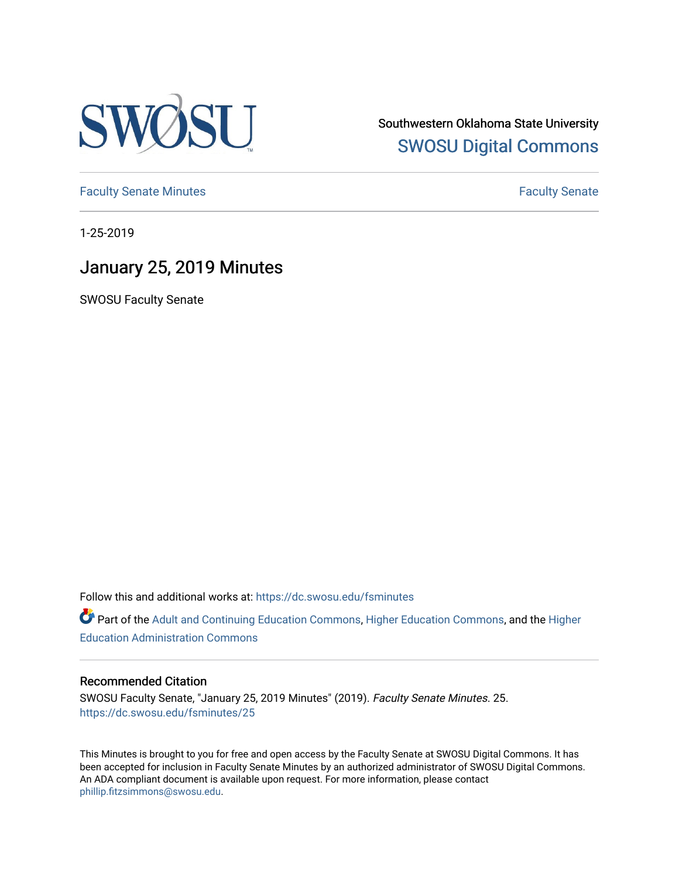Southwestern Oklahoma State University
SWOSU Digital Commons

Faculty Senate Minutes | Faculty Senate

1-25-2019

# January 25, 2019 Minutes

SWOSU Faculty Senate

Follow this and additional works at: https://dc.swosu.edu/fsminutes

Part of the Adult and Continuing Education Commons, Higher Education Commons, and the Higher Education Administration Commons

### Recommended Citation

SWOSU Faculty Senate, "January 25, 2019 Minutes" (2019). *Faculty Senate Minutes*. 25.
https://dc.swosu.edu/fsminutes/25

This Minutes is brought to you for free and open access by the Faculty Senate at SWOSU Digital Commons. It has been accepted for inclusion in Faculty Senate Minutes by an authorized administrator of SWOSU Digital Commons. An ADA compliant document is available upon request. For more information, please contact phillip.fitzsimmons@swosu.edu.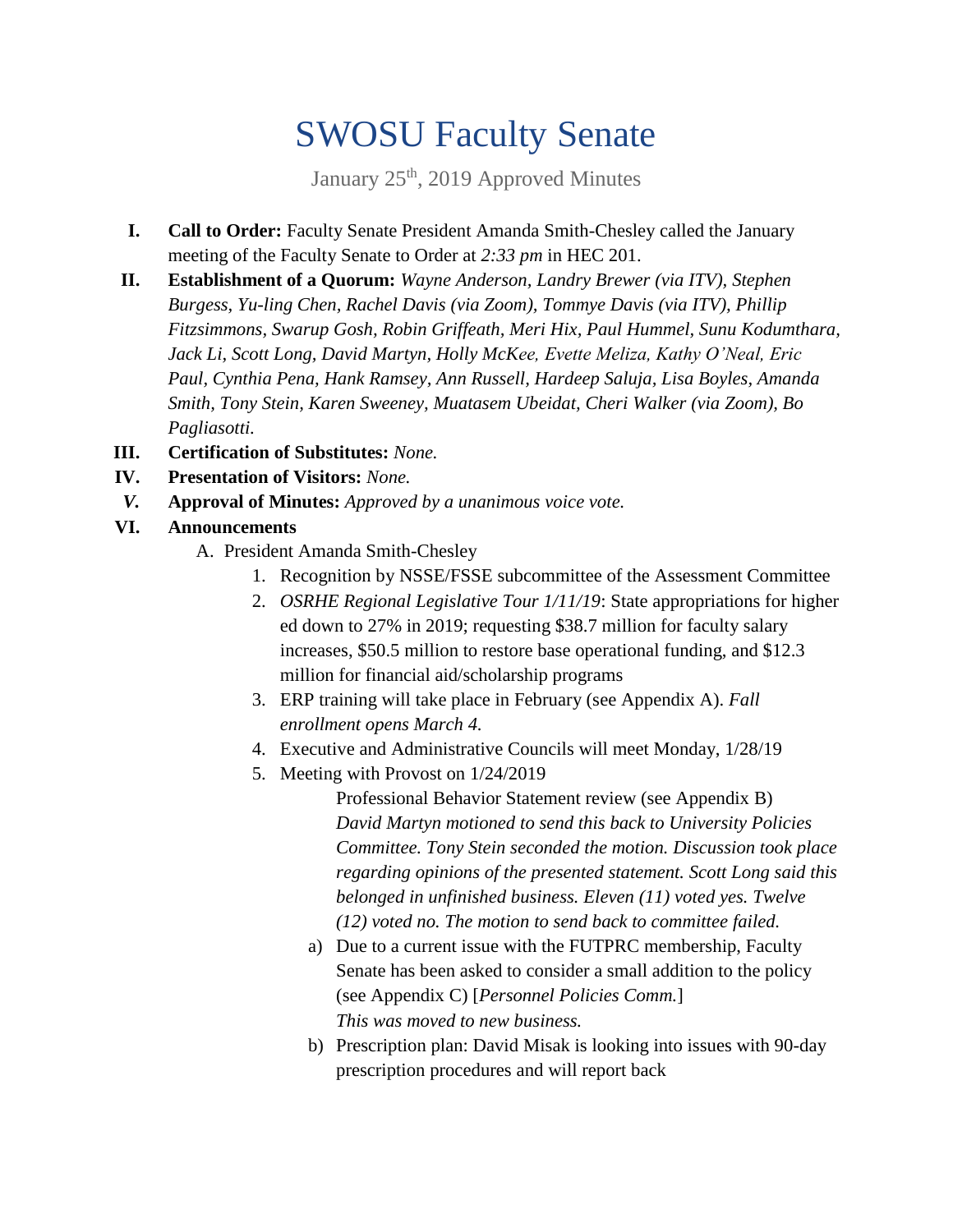# SWOSU Faculty Senate

January 25th, 2019 Approved Minutes

I. **Call to Order:** Faculty Senate President Amanda Smith-Chesley called the January meeting of the Faculty Senate to Order at *2:33 pm* in HEC 201.

II. **Establishment of a Quorum:** *Wayne Anderson, Landry Brewer (via ITV), Stephen Burgess, Yu-ling Chen, Rachel Davis (via Zoom), Tommye Davis (via ITV), Phillip Fitzsimmons, Swarup Gosh, Robin Griffeath, Meri Hix, Paul Hummel, Sunu Kodumthara, Jack Li, Scott Long, David Martyn, Holly McKee, Evette Meliza, Kathy O'Neal, Eric Paul, Cynthia Pena, Hank Ramsey, Ann Russell, Hardeep Saluja, Lisa Boyles, Amanda Smith, Tony Stein, Karen Sweeney, Muatasem Ubeidat, Cheri Walker (via Zoom), Bo Pagliasotti.*

III. **Certification of Substitutes:** *None.*

IV. **Presentation of Visitors:** *None.*

*V.* **Approval of Minutes:** *Approved by a unanimous voice vote.*

VI. **Announcements**

A. President Amanda Smith-Chesley

1. Recognition by NSSE/FSSE subcommittee of the Assessment Committee
2. *OSRHE Regional Legislative Tour 1/11/19*: State appropriations for higher ed down to 27% in 2019; requesting $38.7 million for faculty salary increases, $50.5 million to restore base operational funding, and $12.3 million for financial aid/scholarship programs
3. ERP training will take place in February (see Appendix A). *Fall enrollment opens March 4.*
4. Executive and Administrative Councils will meet Monday, 1/28/19
5. Meeting with Provost on 1/24/2019

   Professional Behavior Statement review (see Appendix B)
   *David Martyn motioned to send this back to University Policies Committee. Tony Stein seconded the motion. Discussion took place regarding opinions of the presented statement. Scott Long said this belonged in unfinished business. Eleven (11) voted yes. Twelve (12) voted no. The motion to send back to committee failed.*

   a) Due to a current issue with the FUTPRC membership, Faculty Senate has been asked to consider a small addition to the policy (see Appendix C) [*Personnel Policies Comm.*]
   *This was moved to new business.*

   b) Prescription plan: David Misak is looking into issues with 90-day prescription procedures and will report back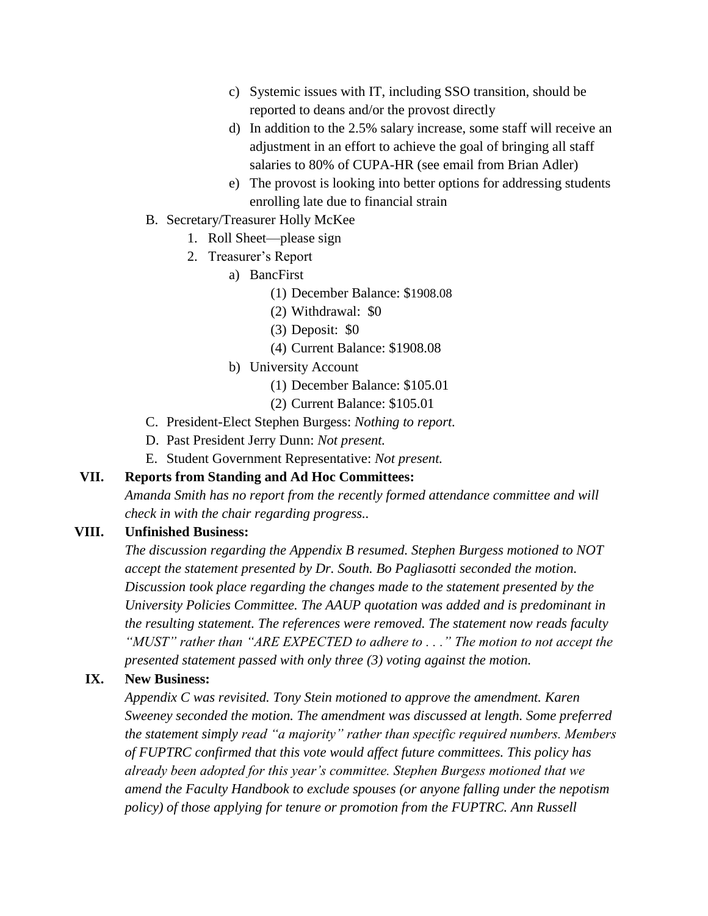c) Systemic issues with IT, including SSO transition, should be reported to deans and/or the provost directly

d) In addition to the 2.5% salary increase, some staff will receive an adjustment in an effort to achieve the goal of bringing all staff salaries to 80% of CUPA-HR (see email from Brian Adler)

e) The provost is looking into better options for addressing students enrolling late due to financial strain

B. Secretary/Treasurer Holly McKee

1. Roll Sheet—please sign
2. Treasurer's Report

a) BancFirst

(1) December Balance: $1908.08

(2) Withdrawal: $0

(3) Deposit: $0

(4) Current Balance: $1908.08

b) University Account

(1) December Balance: $105.01

(2) Current Balance: $105.01

C. President-Elect Stephen Burgess: *Nothing to report.*

D. Past President Jerry Dunn: *Not present.*

E. Student Government Representative: *Not present.*

**VII. Reports from Standing and Ad Hoc Committees:**

*Amanda Smith has no report from the recently formed attendance committee and will check in with the chair regarding progress..*

**VIII. Unfinished Business:**

*The discussion regarding the Appendix B resumed. Stephen Burgess motioned to NOT accept the statement presented by Dr. South. Bo Pagliasotti seconded the motion. Discussion took place regarding the changes made to the statement presented by the University Policies Committee. The AAUP quotation was added and is predominant in the resulting statement. The references were removed. The statement now reads faculty "MUST" rather than "ARE EXPECTED to adhere to . . ." The motion to not accept the presented statement passed with only three (3) voting against the motion.*

**IX. New Business:**

*Appendix C was revisited. Tony Stein motioned to approve the amendment. Karen Sweeney seconded the motion. The amendment was discussed at length. Some preferred the statement simply read "a majority" rather than specific required numbers. Members of FUPTRC confirmed that this vote would affect future committees. This policy has already been adopted for this year's committee. Stephen Burgess motioned that we amend the Faculty Handbook to exclude spouses (or anyone falling under the nepotism policy) of those applying for tenure or promotion from the FUPTRC. Ann Russell*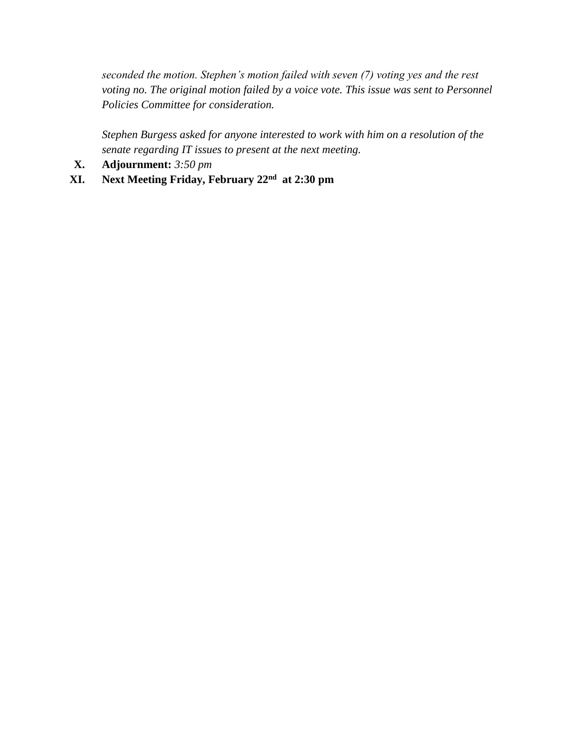*seconded the motion. Stephen's motion failed with seven (7) voting yes and the rest voting no. The original motion failed by a voice vote. This issue was sent to Personnel Policies Committee for consideration.*

*Stephen Burgess asked for anyone interested to work with him on a resolution of the senate regarding IT issues to present at the next meeting.*

X. **Adjournment:** *3:50 pm*

XI. **Next Meeting Friday, February 22nd at 2:30 pm**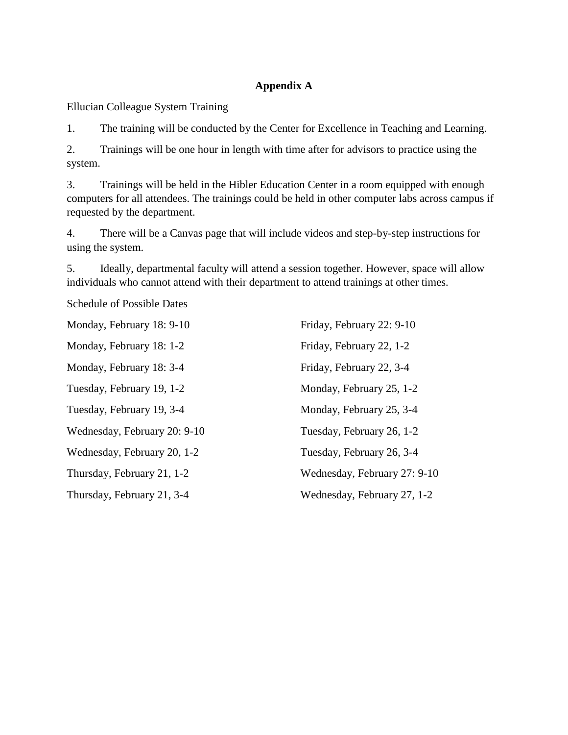## Appendix A

Ellucian Colleague System Training

1. The training will be conducted by the Center for Excellence in Teaching and Learning.

2. Trainings will be one hour in length with time after for advisors to practice using the system.

3. Trainings will be held in the Hibler Education Center in a room equipped with enough computers for all attendees. The trainings could be held in other computer labs across campus if requested by the department.

4. There will be a Canvas page that will include videos and step-by-step instructions for using the system.

5. Ideally, departmental faculty will attend a session together. However, space will allow individuals who cannot attend with their department to attend trainings at other times.

Schedule of Possible Dates

Monday, February 18: 9-10

Monday, February 18: 1-2

Monday, February 18: 3-4

Tuesday, February 19, 1-2

Tuesday, February 19, 3-4

Wednesday, February 20: 9-10

Wednesday, February 20, 1-2

Thursday, February 21, 1-2

Thursday, February 21, 3-4

Friday, February 22: 9-10

Friday, February 22, 1-2

Friday, February 22, 3-4

Monday, February 25, 1-2

Monday, February 25, 3-4

Tuesday, February 26, 1-2

Tuesday, February 26, 3-4

Wednesday, February 27: 9-10

Wednesday, February 27, 1-2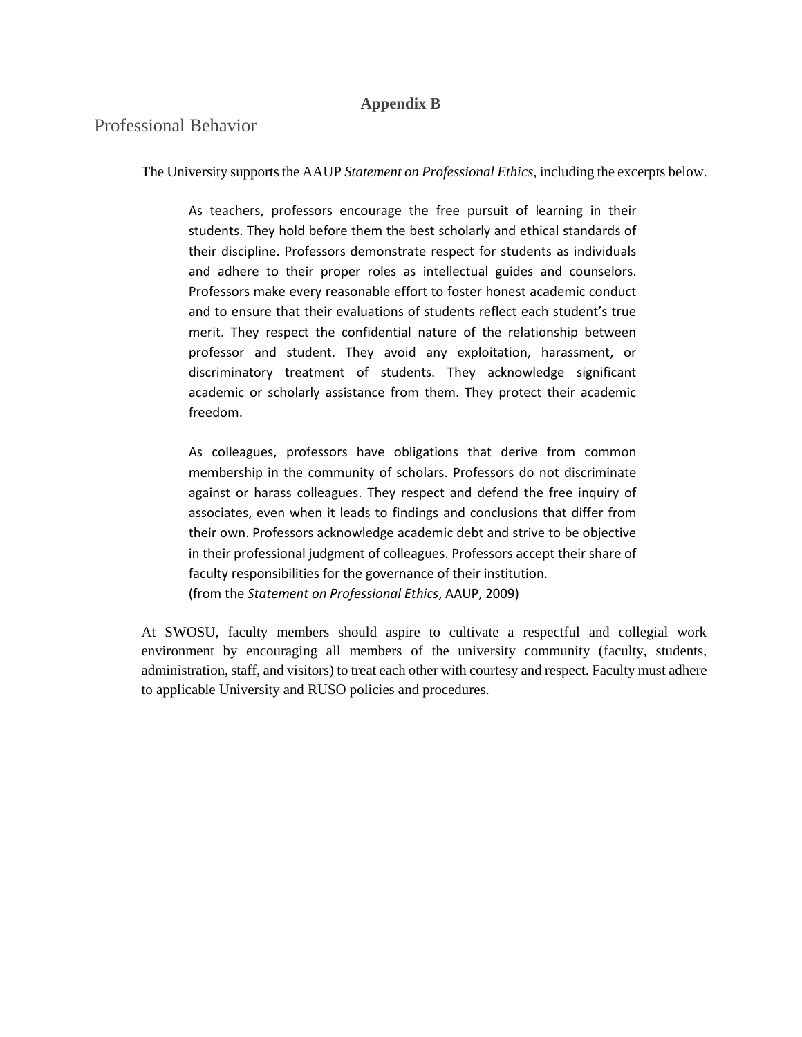## Appendix B

# Professional Behavior

The University supports the AAUP *Statement on Professional Ethics*, including the excerpts below.

> As teachers, professors encourage the free pursuit of learning in their students. They hold before them the best scholarly and ethical standards of their discipline. Professors demonstrate respect for students as individuals and adhere to their proper roles as intellectual guides and counselors. Professors make every reasonable effort to foster honest academic conduct and to ensure that their evaluations of students reflect each student's true merit. They respect the confidential nature of the relationship between professor and student. They avoid any exploitation, harassment, or discriminatory treatment of students. They acknowledge significant academic or scholarly assistance from them. They protect their academic freedom.
>
> As colleagues, professors have obligations that derive from common membership in the community of scholars. Professors do not discriminate against or harass colleagues. They respect and defend the free inquiry of associates, even when it leads to findings and conclusions that differ from their own. Professors acknowledge academic debt and strive to be objective in their professional judgment of colleagues. Professors accept their share of faculty responsibilities for the governance of their institution.
> (from the *Statement on Professional Ethics*, AAUP, 2009)

At SWOSU, faculty members should aspire to cultivate a respectful and collegial work environment by encouraging all members of the university community (faculty, students, administration, staff, and visitors) to treat each other with courtesy and respect. Faculty must adhere to applicable University and RUSO policies and procedures.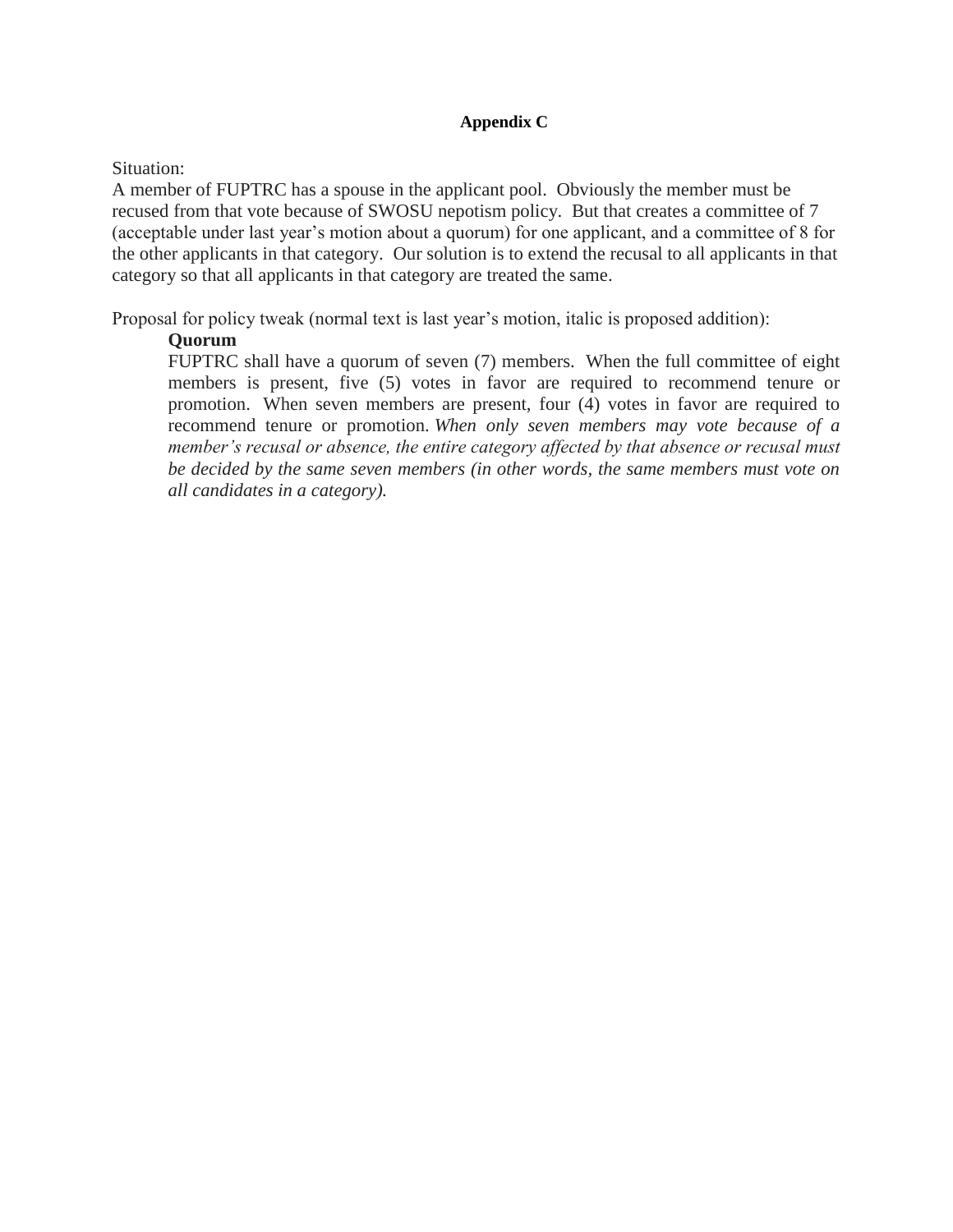# Appendix C

Situation:
A member of FUPTRC has a spouse in the applicant pool. Obviously the member must be recused from that vote because of SWOSU nepotism policy. But that creates a committee of 7 (acceptable under last year's motion about a quorum) for one applicant, and a committee of 8 for the other applicants in that category. Our solution is to extend the recusal to all applicants in that category so that all applicants in that category are treated the same.

Proposal for policy tweak (normal text is last year's motion, italic is proposed addition):

> **Quorum**
>
> FUPTRC shall have a quorum of seven (7) members. When the full committee of eight members is present, five (5) votes in favor are required to recommend tenure or promotion. When seven members are present, four (4) votes in favor are required to recommend tenure or promotion. *When only seven members may vote because of a member's recusal or absence, the entire category affected by that absence or recusal must be decided by the same seven members (in other words, the same members must vote on all candidates in a category).*